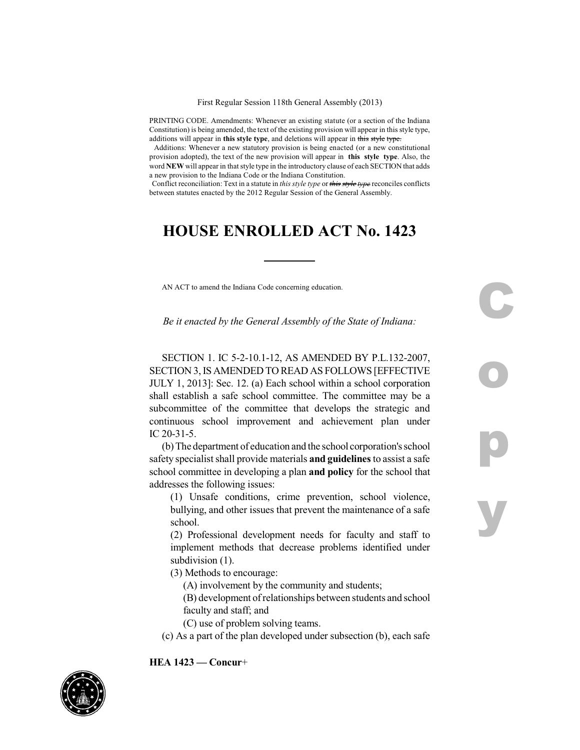First Regular Session 118th General Assembly (2013)

PRINTING CODE. Amendments: Whenever an existing statute (or a section of the Indiana Constitution) is being amended, the text of the existing provision will appear in this style type, additions will appear in **this style type**, and deletions will appear in ~~this style type.~~

Additions: Whenever a new statutory provision is being enacted (or a new constitutional provision adopted), the text of the new provision will appear in **this style type**. Also, the word **NEW** will appear in that style type in the introductory clause of each SECTION that adds a new provision to the Indiana Code or the Indiana Constitution.

Conflict reconciliation: Text in a statute in *this style type* or ~~*this style type*~~ reconciles conflicts between statutes enacted by the 2012 Regular Session of the General Assembly.

# HOUSE ENROLLED ACT No. 1423

AN ACT to amend the Indiana Code concerning education.

*Be it enacted by the General Assembly of the State of Indiana:*

SECTION 1. IC 5-2-10.1-12, AS AMENDED BY P.L.132-2007, SECTION 3, IS AMENDED TO READ AS FOLLOWS [EFFECTIVE JULY 1, 2013]: Sec. 12. (a) Each school within a school corporation shall establish a safe school committee. The committee may be a subcommittee of the committee that develops the strategic and continuous school improvement and achievement plan under IC 20-31-5.

(b) The department of education and the school corporation's school safety specialist shall provide materials **and guidelines** to assist a safe school committee in developing a plan **and policy** for the school that addresses the following issues:

(1) Unsafe conditions, crime prevention, school violence, bullying, and other issues that prevent the maintenance of a safe school.

(2) Professional development needs for faculty and staff to implement methods that decrease problems identified under subdivision (1).

(3) Methods to encourage:

(A) involvement by the community and students;

(B) development of relationships between students and school faculty and staff; and

(C) use of problem solving teams.

(c) As a part of the plan developed under subsection (b), each safe

HEA 1423 — Concur+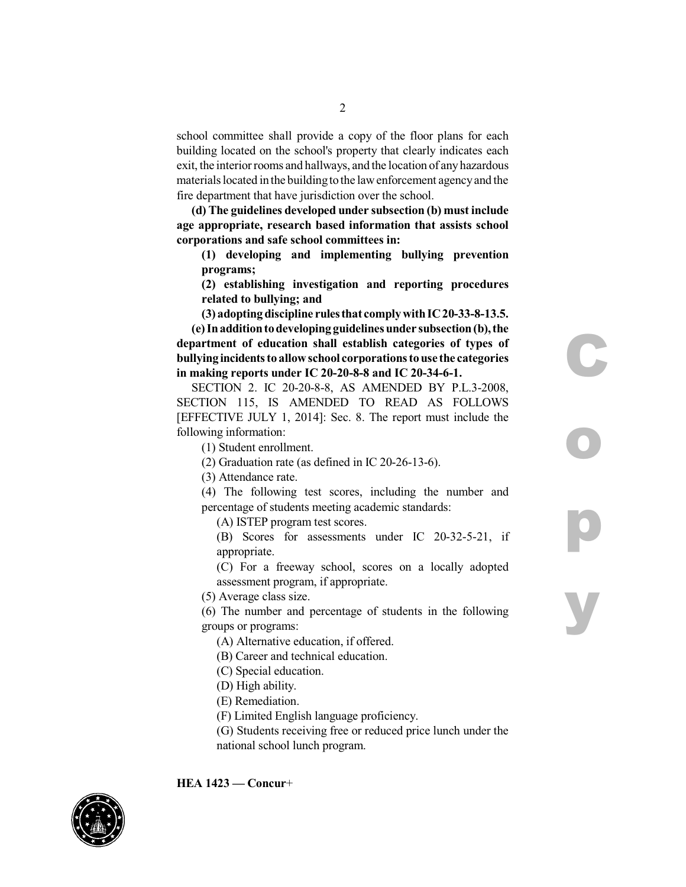school committee shall provide a copy of the floor plans for each building located on the school's property that clearly indicates each exit, the interior rooms and hallways, and the location of any hazardous materials located in the building to the law enforcement agency and the fire department that have jurisdiction over the school.

**(d) The guidelines developed under subsection (b) must include age appropriate, research based information that assists school corporations and safe school committees in:**

**(1) developing and implementing bullying prevention programs;**

**(2) establishing investigation and reporting procedures related to bullying; and**

**(3) adopting discipline rules that comply with IC 20-33-8-13.5.**

**(e) In addition to developing guidelines under subsection (b), the department of education shall establish categories of types of bullying incidents to allow school corporations to use the categories in making reports under IC 20-20-8-8 and IC 20-34-6-1.**

SECTION 2. IC 20-20-8-8, AS AMENDED BY P.L.3-2008, SECTION 115, IS AMENDED TO READ AS FOLLOWS [EFFECTIVE JULY 1, 2014]: Sec. 8. The report must include the following information:

(1) Student enrollment.

(2) Graduation rate (as defined in IC 20-26-13-6).

(3) Attendance rate.

(4) The following test scores, including the number and percentage of students meeting academic standards:

(A) ISTEP program test scores.

(B) Scores for assessments under IC 20-32-5-21, if appropriate.

(C) For a freeway school, scores on a locally adopted assessment program, if appropriate.

(5) Average class size.

(6) The number and percentage of students in the following groups or programs:

(A) Alternative education, if offered.

(B) Career and technical education.

(C) Special education.

(D) High ability.

(E) Remediation.

(F) Limited English language proficiency.

(G) Students receiving free or reduced price lunch under the national school lunch program.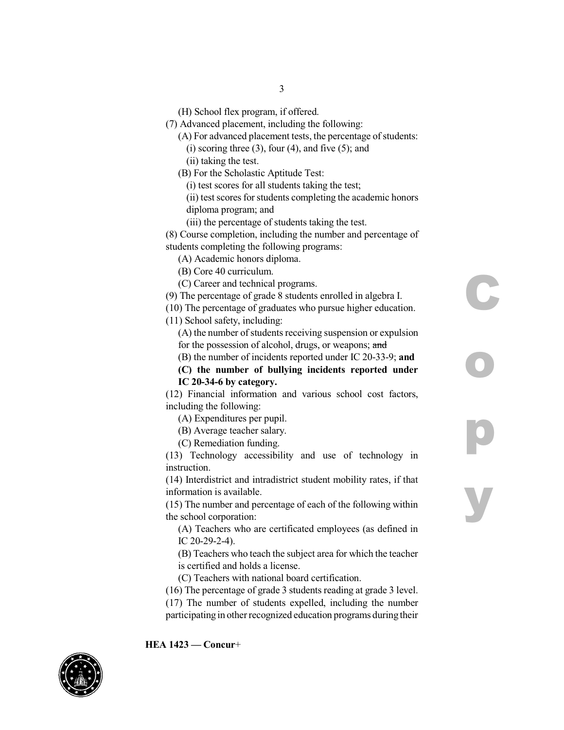(H) School flex program, if offered.

(7) Advanced placement, including the following:

(A) For advanced placement tests, the percentage of students:

(i) scoring three (3), four (4), and five (5); and

(ii) taking the test.

(B) For the Scholastic Aptitude Test:

(i) test scores for all students taking the test;

(ii) test scores for students completing the academic honors diploma program; and

(iii) the percentage of students taking the test.

(8) Course completion, including the number and percentage of students completing the following programs:

(A) Academic honors diploma.

(B) Core 40 curriculum.

(C) Career and technical programs.

(9) The percentage of grade 8 students enrolled in algebra I.

(10) The percentage of graduates who pursue higher education.

(11) School safety, including:

(A) the number of students receiving suspension or expulsion for the possession of alcohol, drugs, or weapons; ~~and~~

(B) the number of incidents reported under IC 20-33-9; **and**

**(C) the number of bullying incidents reported under IC 20-34-6 by category.**

(12) Financial information and various school cost factors, including the following:

(A) Expenditures per pupil.

(B) Average teacher salary.

(C) Remediation funding.

(13) Technology accessibility and use of technology in instruction.

(14) Interdistrict and intradistrict student mobility rates, if that information is available.

(15) The number and percentage of each of the following within the school corporation:

(A) Teachers who are certificated employees (as defined in IC 20-29-2-4).

(B) Teachers who teach the subject area for which the teacher is certified and holds a license.

(C) Teachers with national board certification.

(16) The percentage of grade 3 students reading at grade 3 level.

(17) The number of students expelled, including the number participating in other recognized education programs during their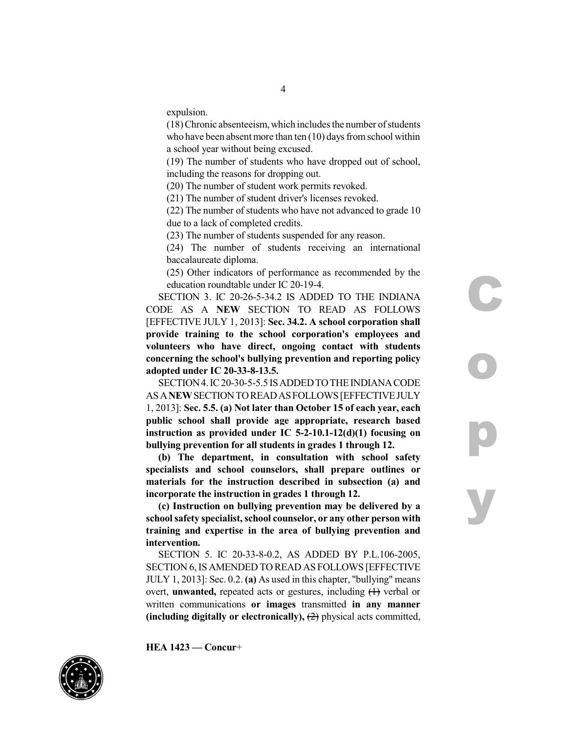expulsion.

(18) Chronic absenteeism, which includes the number of students who have been absent more than ten (10) days from school within a school year without being excused.

(19) The number of students who have dropped out of school, including the reasons for dropping out.

(20) The number of student work permits revoked.

(21) The number of student driver's licenses revoked.

(22) The number of students who have not advanced to grade 10 due to a lack of completed credits.

(23) The number of students suspended for any reason.

(24) The number of students receiving an international baccalaureate diploma.

(25) Other indicators of performance as recommended by the education roundtable under IC 20-19-4.

SECTION 3. IC 20-26-5-34.2 IS ADDED TO THE INDIANA CODE AS A **NEW** SECTION TO READ AS FOLLOWS [EFFECTIVE JULY 1, 2013]: **Sec. 34.2. A school corporation shall provide training to the school corporation's employees and volunteers who have direct, ongoing contact with students concerning the school's bullying prevention and reporting policy adopted under IC 20-33-8-13.5.**

SECTION 4. IC 20-30-5-5.5 IS ADDED TO THE INDIANA CODE AS A **NEW** SECTION TO READ AS FOLLOWS [EFFECTIVE JULY 1, 2013]: **Sec. 5.5. (a) Not later than October 15 of each year, each public school shall provide age appropriate, research based instruction as provided under IC 5-2-10.1-12(d)(1) focusing on bullying prevention for all students in grades 1 through 12.**

**(b) The department, in consultation with school safety specialists and school counselors, shall prepare outlines or materials for the instruction described in subsection (a) and incorporate the instruction in grades 1 through 12.**

**(c) Instruction on bullying prevention may be delivered by a school safety specialist, school counselor, or any other person with training and expertise in the area of bullying prevention and intervention.**

SECTION 5. IC 20-33-8-0.2, AS ADDED BY P.L.106-2005, SECTION 6, IS AMENDED TO READ AS FOLLOWS [EFFECTIVE JULY 1, 2013]: Sec. 0.2. **(a)** As used in this chapter, "bullying" means overt, **unwanted,** repeated acts or gestures, including ~~(1)~~ verbal or written communications **or images** transmitted **in any manner (including digitally or electronically),** ~~(2)~~ physical acts committed,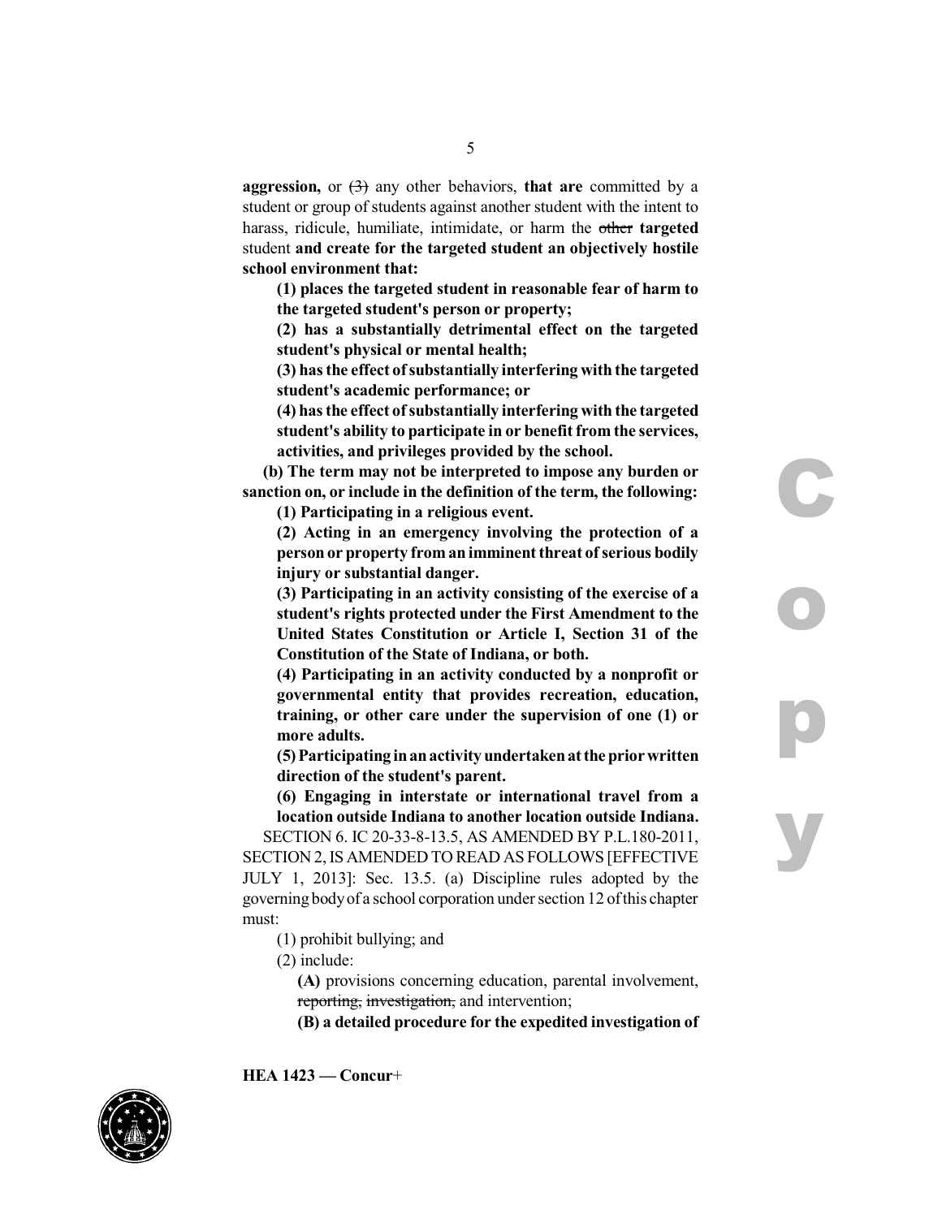**aggression,** or ~~(3)~~ any other behaviors, **that are** committed by a student or group of students against another student with the intent to harass, ridicule, humiliate, intimidate, or harm the ~~other~~ **targeted** student **and create for the targeted student an objectively hostile school environment that:**

**(1) places the targeted student in reasonable fear of harm to the targeted student's person or property;**

**(2) has a substantially detrimental effect on the targeted student's physical or mental health;**

**(3) has the effect of substantially interfering with the targeted student's academic performance; or**

**(4) has the effect of substantially interfering with the targeted student's ability to participate in or benefit from the services, activities, and privileges provided by the school.**

**(b) The term may not be interpreted to impose any burden or sanction on, or include in the definition of the term, the following:**

**(1) Participating in a religious event.**

**(2) Acting in an emergency involving the protection of a person or property from an imminent threat of serious bodily injury or substantial danger.**

**(3) Participating in an activity consisting of the exercise of a student's rights protected under the First Amendment to the United States Constitution or Article I, Section 31 of the Constitution of the State of Indiana, or both.**

**(4) Participating in an activity conducted by a nonprofit or governmental entity that provides recreation, education, training, or other care under the supervision of one (1) or more adults.**

**(5) Participating in an activity undertaken at the prior written direction of the student's parent.**

**(6) Engaging in interstate or international travel from a location outside Indiana to another location outside Indiana.**

SECTION 6. IC 20-33-8-13.5, AS AMENDED BY P.L.180-2011, SECTION 2, IS AMENDED TO READ AS FOLLOWS [EFFECTIVE JULY 1, 2013]: Sec. 13.5. (a) Discipline rules adopted by the governing body of a school corporation under section 12 of this chapter must:

(1) prohibit bullying; and

(2) include:

**(A)** provisions concerning education, parental involvement, ~~reporting, investigation,~~ and intervention;

**(B) a detailed procedure for the expedited investigation of**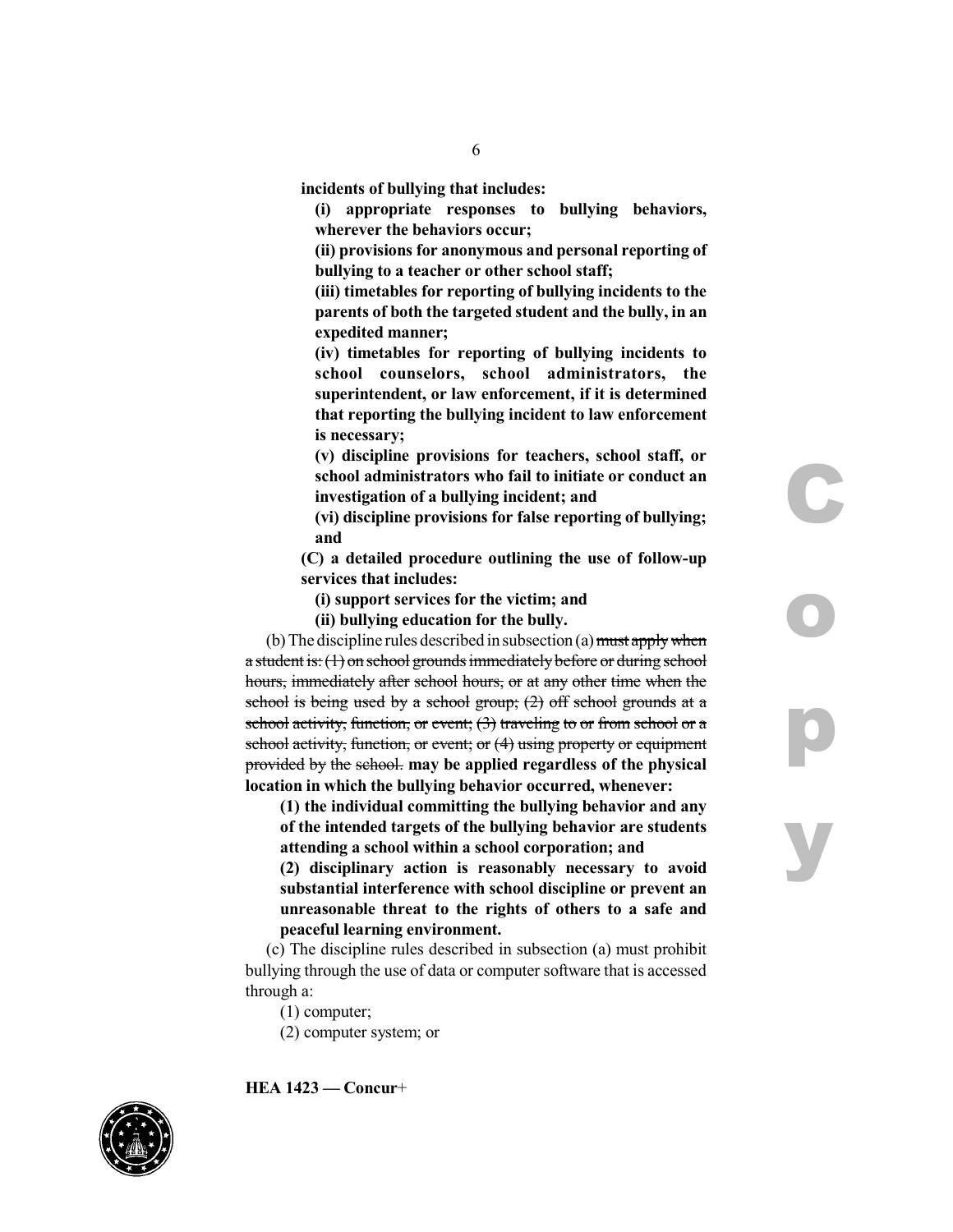**incidents of bullying that includes:**

**(i) appropriate responses to bullying behaviors, wherever the behaviors occur;**

**(ii) provisions for anonymous and personal reporting of bullying to a teacher or other school staff;**

**(iii) timetables for reporting of bullying incidents to the parents of both the targeted student and the bully, in an expedited manner;**

**(iv) timetables for reporting of bullying incidents to school counselors, school administrators, the superintendent, or law enforcement, if it is determined that reporting the bullying incident to law enforcement is necessary;**

**(v) discipline provisions for teachers, school staff, or school administrators who fail to initiate or conduct an investigation of a bullying incident; and**

**(vi) discipline provisions for false reporting of bullying; and**

**(C) a detailed procedure outlining the use of follow-up services that includes:**

**(i) support services for the victim; and**

**(ii) bullying education for the bully.**

(b) The discipline rules described in subsection (a) ~~must apply when a student is: (1) on school grounds immediately before or during school hours, immediately after school hours, or at any other time when the school is being used by a school group; (2) off school grounds at a school activity, function, or event; (3) traveling to or from school or a school activity, function, or event; or (4) using property or equipment provided by the school.~~ **may be applied regardless of the physical location in which the bullying behavior occurred, whenever:**

**(1) the individual committing the bullying behavior and any of the intended targets of the bullying behavior are students attending a school within a school corporation; and**

**(2) disciplinary action is reasonably necessary to avoid substantial interference with school discipline or prevent an unreasonable threat to the rights of others to a safe and peaceful learning environment.**

(c) The discipline rules described in subsection (a) must prohibit bullying through the use of data or computer software that is accessed through a:

(1) computer;

(2) computer system; or

**HEA 1423 — Concur+**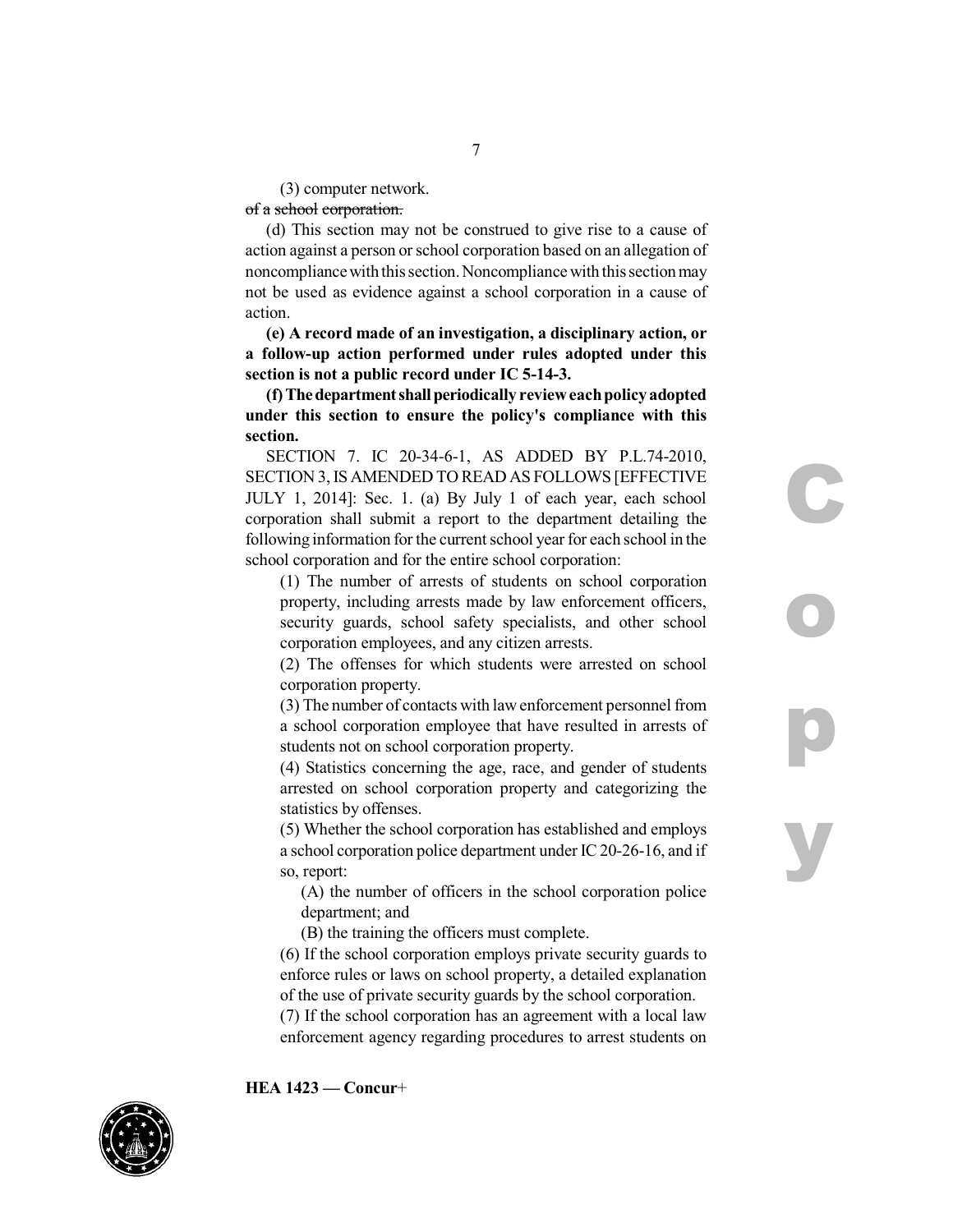(3) computer network.

~~of a school corporation.~~

(d) This section may not be construed to give rise to a cause of action against a person or school corporation based on an allegation of noncompliance with this section. Noncompliance with this section may not be used as evidence against a school corporation in a cause of action.

**(e) A record made of an investigation, a disciplinary action, or a follow-up action performed under rules adopted under this section is not a public record under IC 5-14-3.**

**(f) The department shall periodically review each policy adopted under this section to ensure the policy's compliance with this section.**

SECTION 7. IC 20-34-6-1, AS ADDED BY P.L.74-2010, SECTION 3, IS AMENDED TO READ AS FOLLOWS [EFFECTIVE JULY 1, 2014]: Sec. 1. (a) By July 1 of each year, each school corporation shall submit a report to the department detailing the following information for the current school year for each school in the school corporation and for the entire school corporation:

(1) The number of arrests of students on school corporation property, including arrests made by law enforcement officers, security guards, school safety specialists, and other school corporation employees, and any citizen arrests.

(2) The offenses for which students were arrested on school corporation property.

(3) The number of contacts with law enforcement personnel from a school corporation employee that have resulted in arrests of students not on school corporation property.

(4) Statistics concerning the age, race, and gender of students arrested on school corporation property and categorizing the statistics by offenses.

(5) Whether the school corporation has established and employs a school corporation police department under IC 20-26-16, and if so, report:

(A) the number of officers in the school corporation police department; and

(B) the training the officers must complete.

(6) If the school corporation employs private security guards to enforce rules or laws on school property, a detailed explanation of the use of private security guards by the school corporation.

(7) If the school corporation has an agreement with a local law enforcement agency regarding procedures to arrest students on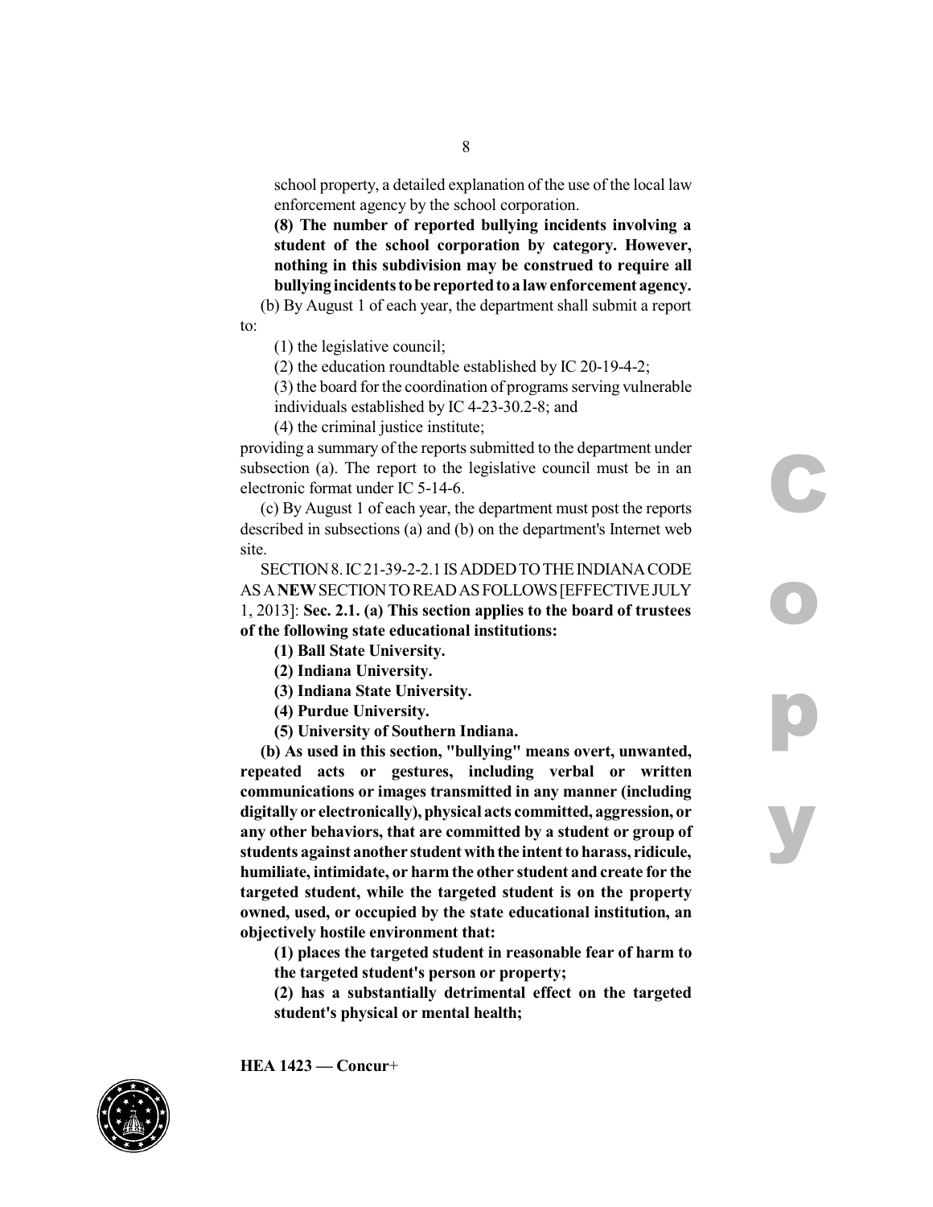school property, a detailed explanation of the use of the local law enforcement agency by the school corporation.

**(8) The number of reported bullying incidents involving a student of the school corporation by category. However, nothing in this subdivision may be construed to require all bullying incidents to be reported to a law enforcement agency.**

(b) By August 1 of each year, the department shall submit a report to:

(1) the legislative council;

(2) the education roundtable established by IC 20-19-4-2;

(3) the board for the coordination of programs serving vulnerable individuals established by IC 4-23-30.2-8; and

(4) the criminal justice institute;

providing a summary of the reports submitted to the department under subsection (a). The report to the legislative council must be in an electronic format under IC 5-14-6.

(c) By August 1 of each year, the department must post the reports described in subsections (a) and (b) on the department's Internet web site.

SECTION 8. IC 21-39-2-2.1 IS ADDED TO THE INDIANA CODE AS A **NEW** SECTION TO READ AS FOLLOWS [EFFECTIVE JULY 1, 2013]: **Sec. 2.1. (a) This section applies to the board of trustees of the following state educational institutions:**

**(1) Ball State University.**

**(2) Indiana University.**

**(3) Indiana State University.**

**(4) Purdue University.**

**(5) University of Southern Indiana.**

**(b) As used in this section, "bullying" means overt, unwanted, repeated acts or gestures, including verbal or written communications or images transmitted in any manner (including digitally or electronically), physical acts committed, aggression, or any other behaviors, that are committed by a student or group of students against another student with the intent to harass, ridicule, humiliate, intimidate, or harm the other student and create for the targeted student, while the targeted student is on the property owned, used, or occupied by the state educational institution, an objectively hostile environment that:**

**(1) places the targeted student in reasonable fear of harm to the targeted student's person or property;**

**(2) has a substantially detrimental effect on the targeted student's physical or mental health;**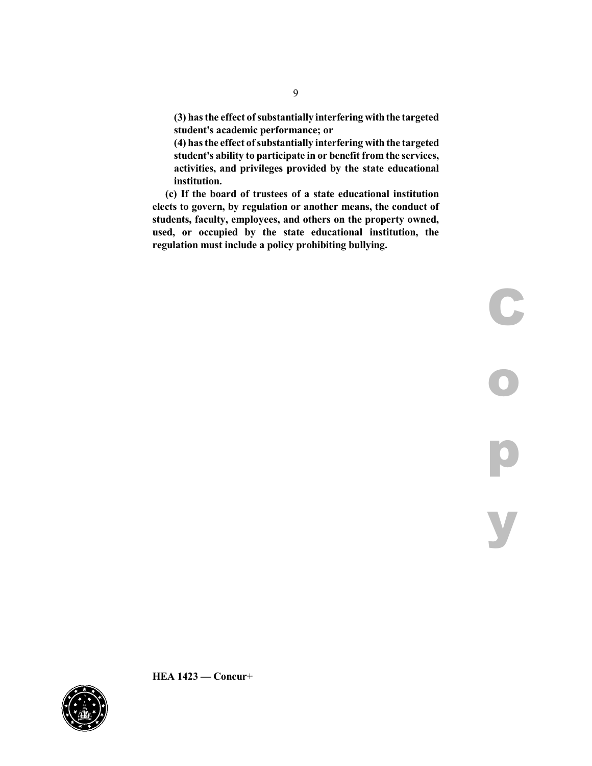**(3) has the effect of substantially interfering with the targeted student's academic performance; or**

**(4) has the effect of substantially interfering with the targeted student's ability to participate in or benefit from the services, activities, and privileges provided by the state educational institution.**

**(c) If the board of trustees of a state educational institution elects to govern, by regulation or another means, the conduct of students, faculty, employees, and others on the property owned, used, or occupied by the state educational institution, the regulation must include a policy prohibiting bullying.**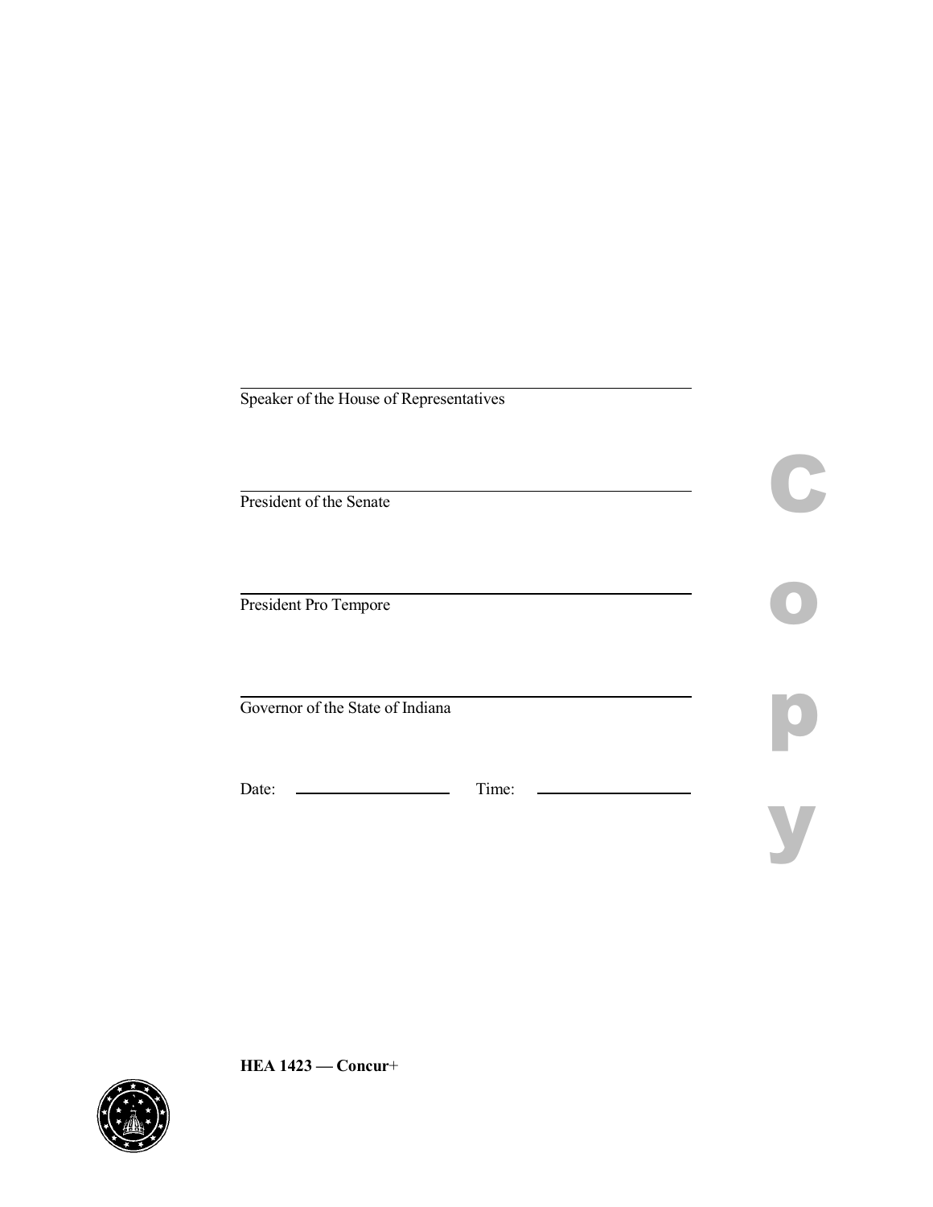___________________________________

Speaker of the House of Representatives

___________________________________

President of the Senate

___________________________________

President Pro Tempore

___________________________________

Governor of the State of Indiana

Date: ____________ Time: ____________

**HEA 1423 — Concur**+